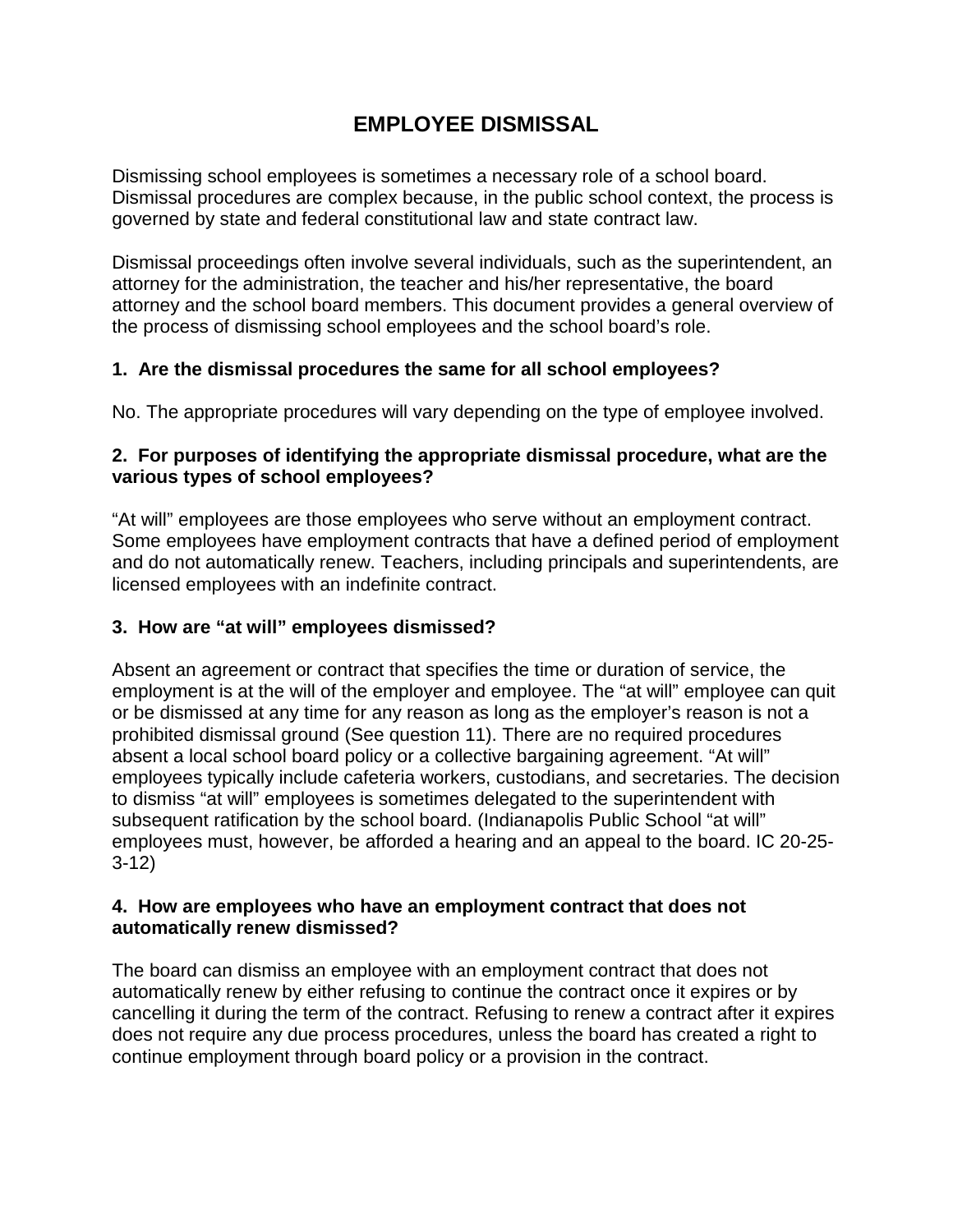# EMPLOYEE DISMISSAL

Dismissing school employees is sometimes a necessary role of a school board. Dismissal procedures are complex because, in the public school context, the process is governed by state and federal constitutional law and state contract law.

Dismissal proceedings often involve several individuals, such as the superintendent, an attorney for the administration, the teacher and his/her representative, the board attorney and the school board members. This document provides a general overview of the process of dismissing school employees and the school board's role.

### 1. Are the dismissal procedures the same for all school employees?

No. The appropriate procedures will vary depending on the type of employee involved.

### 2. For purposes of identifying the appropriate dismissal procedure, what are the various types of school employees?

"At will" employees are those employees who serve without an employment contract. Some employees have employment contracts that have a defined period of employment and do not automatically renew. Teachers, including principals and superintendents, are licensed employees with an indefinite contract.

### 3. How are "at will" employees dismissed?

Absent an agreement or contract that specifies the time or duration of service, the employment is at the will of the employer and employee. The "at will" employee can quit or be dismissed at any time for any reason as long as the employer's reason is not a prohibited dismissal ground (See question 11). There are no required procedures absent a local school board policy or a collective bargaining agreement. "At will" employees typically include cafeteria workers, custodians, and secretaries. The decision to dismiss "at will" employees is sometimes delegated to the superintendent with subsequent ratification by the school board. (Indianapolis Public School "at will" employees must, however, be afforded a hearing and an appeal to the board. IC 20-25-3-12)

### 4. How are employees who have an employment contract that does not automatically renew dismissed?

The board can dismiss an employee with an employment contract that does not automatically renew by either refusing to continue the contract once it expires or by cancelling it during the term of the contract. Refusing to renew a contract after it expires does not require any due process procedures, unless the board has created a right to continue employment through board policy or a provision in the contract.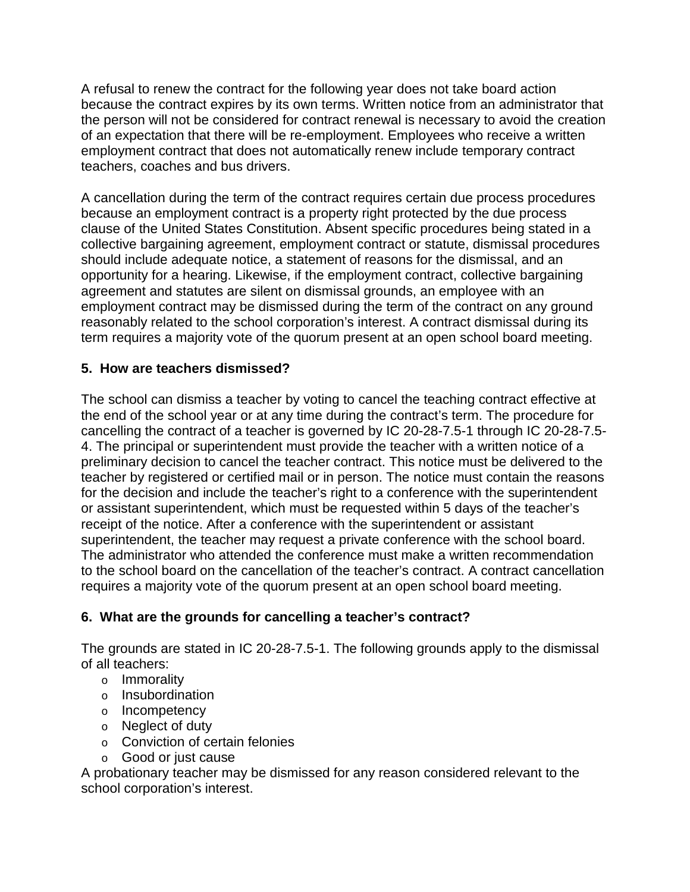A refusal to renew the contract for the following year does not take board action because the contract expires by its own terms. Written notice from an administrator that the person will not be considered for contract renewal is necessary to avoid the creation of an expectation that there will be re-employment. Employees who receive a written employment contract that does not automatically renew include temporary contract teachers, coaches and bus drivers.

A cancellation during the term of the contract requires certain due process procedures because an employment contract is a property right protected by the due process clause of the United States Constitution. Absent specific procedures being stated in a collective bargaining agreement, employment contract or statute, dismissal procedures should include adequate notice, a statement of reasons for the dismissal, and an opportunity for a hearing. Likewise, if the employment contract, collective bargaining agreement and statutes are silent on dismissal grounds, an employee with an employment contract may be dismissed during the term of the contract on any ground reasonably related to the school corporation's interest. A contract dismissal during its term requires a majority vote of the quorum present at an open school board meeting.

**5. How are teachers dismissed?**

The school can dismiss a teacher by voting to cancel the teaching contract effective at the end of the school year or at any time during the contract's term. The procedure for cancelling the contract of a teacher is governed by IC 20-28-7.5-1 through IC 20-28-7.5-4. The principal or superintendent must provide the teacher with a written notice of a preliminary decision to cancel the teacher contract. This notice must be delivered to the teacher by registered or certified mail or in person. The notice must contain the reasons for the decision and include the teacher's right to a conference with the superintendent or assistant superintendent, which must be requested within 5 days of the teacher's receipt of the notice. After a conference with the superintendent or assistant superintendent, the teacher may request a private conference with the school board. The administrator who attended the conference must make a written recommendation to the school board on the cancellation of the teacher's contract. A contract cancellation requires a majority vote of the quorum present at an open school board meeting.

**6. What are the grounds for cancelling a teacher's contract?**

The grounds are stated in IC 20-28-7.5-1. The following grounds apply to the dismissal of all teachers:

- Immorality
- Insubordination
- Incompetency
- Neglect of duty
- Conviction of certain felonies
- Good or just cause

A probationary teacher may be dismissed for any reason considered relevant to the school corporation's interest.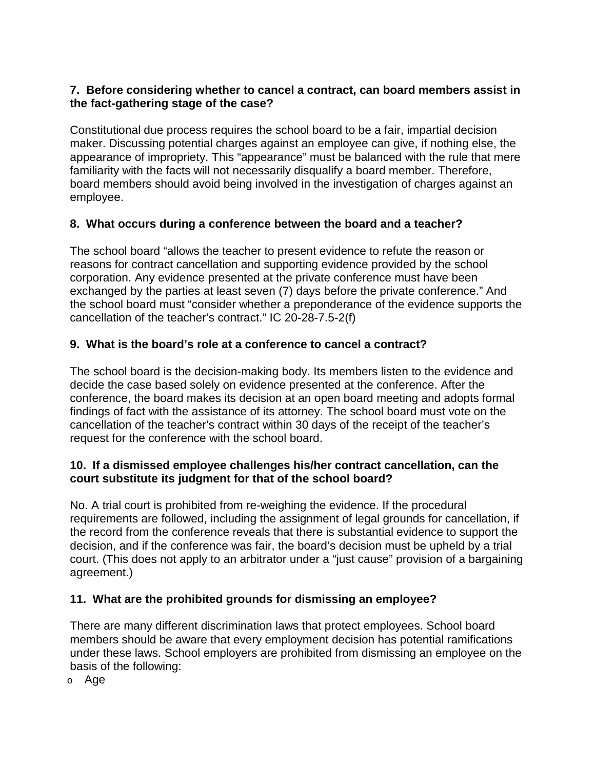**7. Before considering whether to cancel a contract, can board members assist in the fact-gathering stage of the case?**

Constitutional due process requires the school board to be a fair, impartial decision maker. Discussing potential charges against an employee can give, if nothing else, the appearance of impropriety. This "appearance" must be balanced with the rule that mere familiarity with the facts will not necessarily disqualify a board member. Therefore, board members should avoid being involved in the investigation of charges against an employee.

**8. What occurs during a conference between the board and a teacher?**

The school board "allows the teacher to present evidence to refute the reason or reasons for contract cancellation and supporting evidence provided by the school corporation. Any evidence presented at the private conference must have been exchanged by the parties at least seven (7) days before the private conference." And the school board must "consider whether a preponderance of the evidence supports the cancellation of the teacher's contract." IC 20-28-7.5-2(f)

**9. What is the board's role at a conference to cancel a contract?**

The school board is the decision-making body. Its members listen to the evidence and decide the case based solely on evidence presented at the conference. After the conference, the board makes its decision at an open board meeting and adopts formal findings of fact with the assistance of its attorney. The school board must vote on the cancellation of the teacher's contract within 30 days of the receipt of the teacher's request for the conference with the school board.

**10. If a dismissed employee challenges his/her contract cancellation, can the court substitute its judgment for that of the school board?**

No. A trial court is prohibited from re-weighing the evidence. If the procedural requirements are followed, including the assignment of legal grounds for cancellation, if the record from the conference reveals that there is substantial evidence to support the decision, and if the conference was fair, the board's decision must be upheld by a trial court. (This does not apply to an arbitrator under a "just cause" provision of a bargaining agreement.)

**11. What are the prohibited grounds for dismissing an employee?**

There are many different discrimination laws that protect employees. School board members should be aware that every employment decision has potential ramifications under these laws. School employers are prohibited from dismissing an employee on the basis of the following:

- Age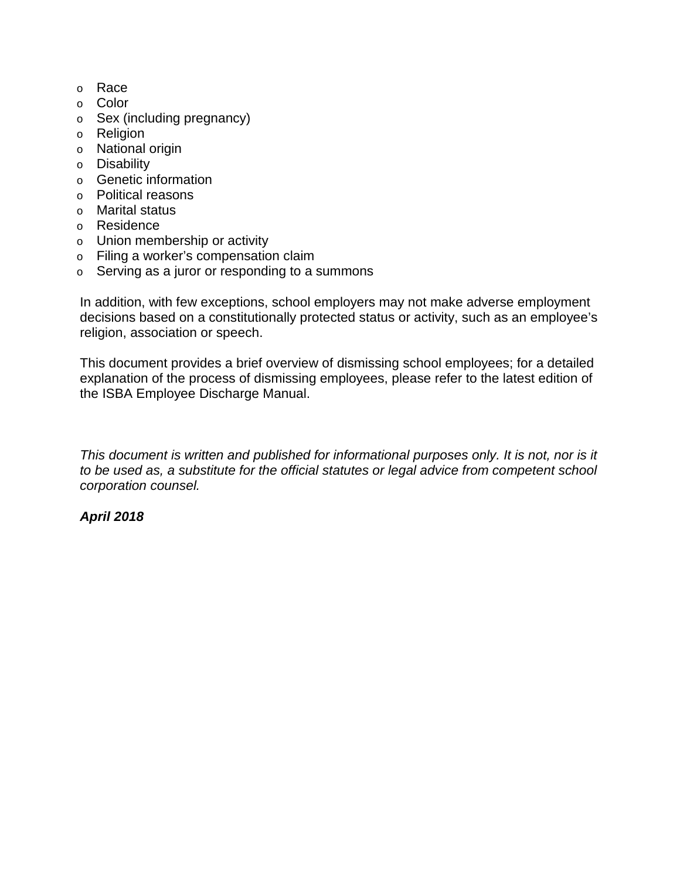- Race
- Color
- Sex (including pregnancy)
- Religion
- National origin
- Disability
- Genetic information
- Political reasons
- Marital status
- Residence
- Union membership or activity
- Filing a worker's compensation claim
- Serving as a juror or responding to a summons

In addition, with few exceptions, school employers may not make adverse employment decisions based on a constitutionally protected status or activity, such as an employee's religion, association or speech.

This document provides a brief overview of dismissing school employees; for a detailed explanation of the process of dismissing employees, please refer to the latest edition of the ISBA Employee Discharge Manual.

*This document is written and published for informational purposes only. It is not, nor is it to be used as, a substitute for the official statutes or legal advice from competent school corporation counsel.*

***April 2018***